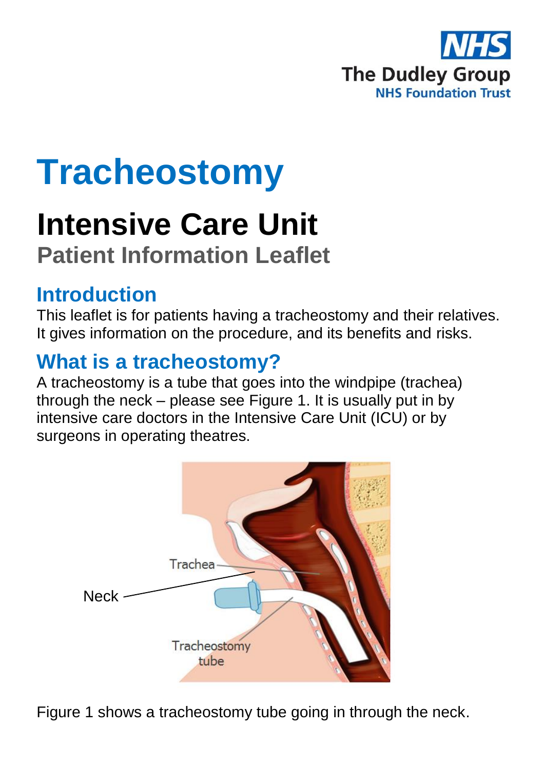# Tracheostomy

## Intensive Care Unit

### Patient Information Leaflet

## Introduction

This leaflet is for patients having a tracheostomy and their relatives. It gives information on the procedure, and its benefits and risks.

## What is a tracheostomy?

A tracheostomy is a tube that goes into the windpipe (trachea) through the neck – please see Figure 1. It is usually put in by intensive care doctors in the Intensive Care Unit (ICU) or by surgeons in operating theatres.

Figure 1 shows a tracheostomy tube going in through the neck.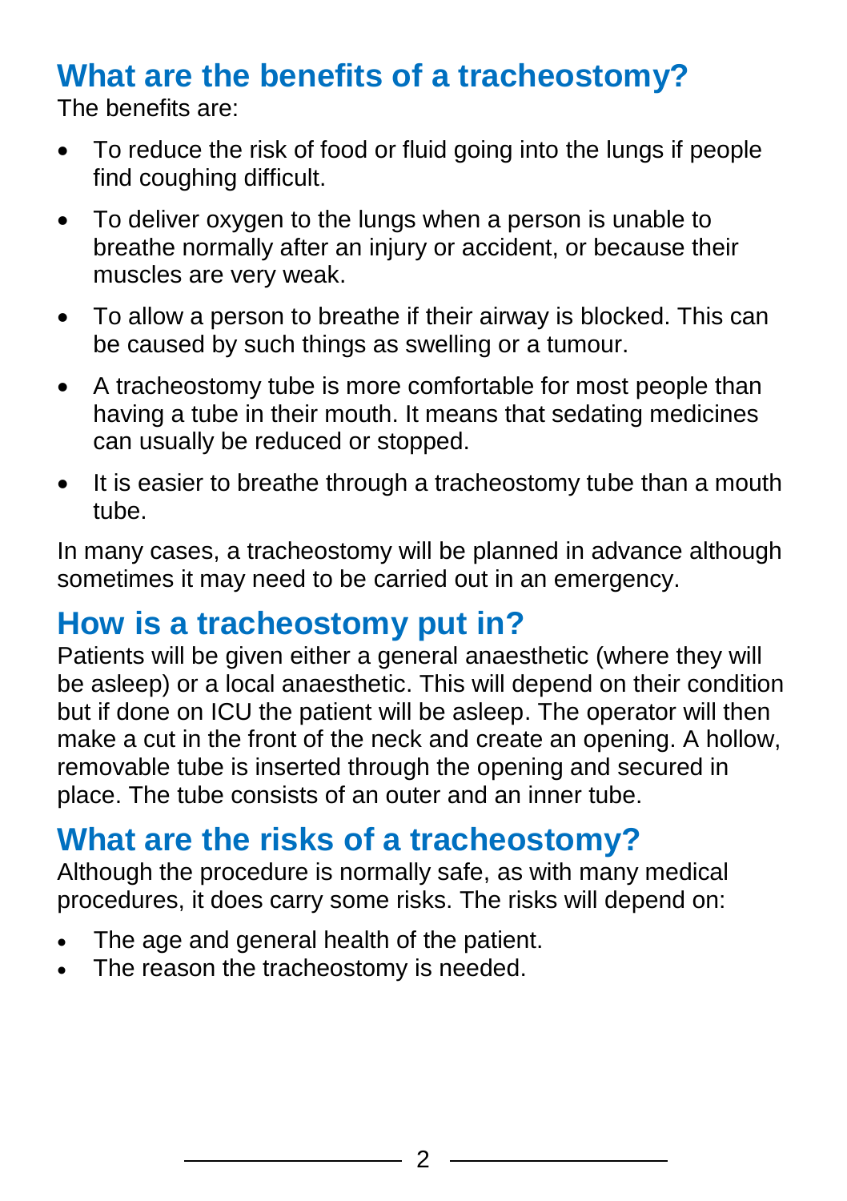## What are the benefits of a tracheostomy?

The benefits are:

- To reduce the risk of food or fluid going into the lungs if people find coughing difficult.
- To deliver oxygen to the lungs when a person is unable to breathe normally after an injury or accident, or because their muscles are very weak.
- To allow a person to breathe if their airway is blocked. This can be caused by such things as swelling or a tumour.
- A tracheostomy tube is more comfortable for most people than having a tube in their mouth. It means that sedating medicines can usually be reduced or stopped.
- It is easier to breathe through a tracheostomy tube than a mouth tube.

In many cases, a tracheostomy will be planned in advance although sometimes it may need to be carried out in an emergency.

## How is a tracheostomy put in?

Patients will be given either a general anaesthetic (where they will be asleep) or a local anaesthetic. This will depend on their condition but if done on ICU the patient will be asleep. The operator will then make a cut in the front of the neck and create an opening. A hollow, removable tube is inserted through the opening and secured in place. The tube consists of an outer and an inner tube.

## What are the risks of a tracheostomy?

Although the procedure is normally safe, as with many medical procedures, it does carry some risks. The risks will depend on:

- The age and general health of the patient.
- The reason the tracheostomy is needed.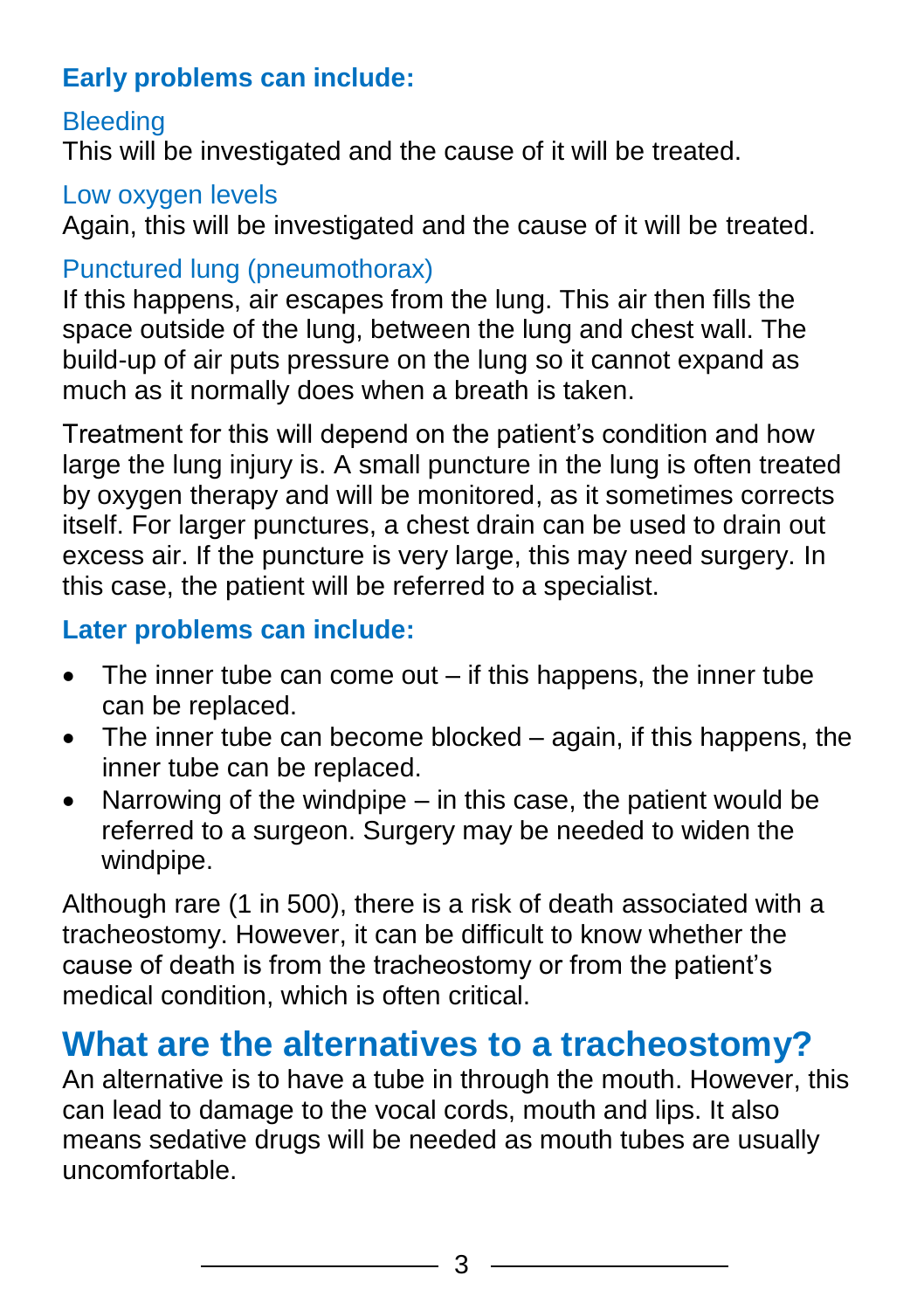**Early problems can include:**

### Bleeding

This will be investigated and the cause of it will be treated.

### Low oxygen levels

Again, this will be investigated and the cause of it will be treated.

### Punctured lung (pneumothorax)

If this happens, air escapes from the lung. This air then fills the space outside of the lung, between the lung and chest wall. The build-up of air puts pressure on the lung so it cannot expand as much as it normally does when a breath is taken.

Treatment for this will depend on the patient's condition and how large the lung injury is. A small puncture in the lung is often treated by oxygen therapy and will be monitored, as it sometimes corrects itself. For larger punctures, a chest drain can be used to drain out excess air. If the puncture is very large, this may need surgery. In this case, the patient will be referred to a specialist.

**Later problems can include:**

- The inner tube can come out – if this happens, the inner tube can be replaced.
- The inner tube can become blocked – again, if this happens, the inner tube can be replaced.
- Narrowing of the windpipe – in this case, the patient would be referred to a surgeon. Surgery may be needed to widen the windpipe.

Although rare (1 in 500), there is a risk of death associated with a tracheostomy. However, it can be difficult to know whether the cause of death is from the tracheostomy or from the patient's medical condition, which is often critical.

## What are the alternatives to a tracheostomy?

An alternative is to have a tube in through the mouth. However, this can lead to damage to the vocal cords, mouth and lips. It also means sedative drugs will be needed as mouth tubes are usually uncomfortable.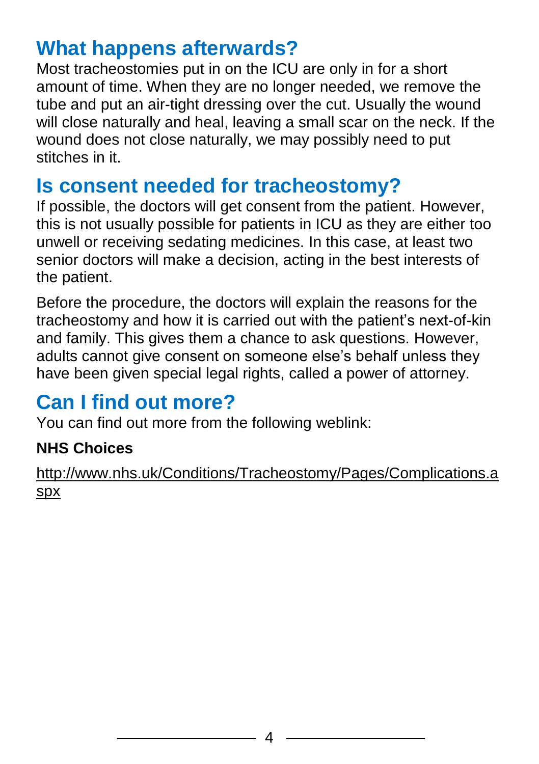## What happens afterwards?

Most tracheostomies put in on the ICU are only in for a short amount of time. When they are no longer needed, we remove the tube and put an air-tight dressing over the cut. Usually the wound will close naturally and heal, leaving a small scar on the neck. If the wound does not close naturally, we may possibly need to put stitches in it.

## Is consent needed for tracheostomy?

If possible, the doctors will get consent from the patient. However, this is not usually possible for patients in ICU as they are either too unwell or receiving sedating medicines. In this case, at least two senior doctors will make a decision, acting in the best interests of the patient.

Before the procedure, the doctors will explain the reasons for the tracheostomy and how it is carried out with the patient's next-of-kin and family. This gives them a chance to ask questions. However, adults cannot give consent on someone else's behalf unless they have been given special legal rights, called a power of attorney.

## Can I find out more?

You can find out more from the following weblink:

**NHS Choices**

http://www.nhs.uk/Conditions/Tracheostomy/Pages/Complications.aspx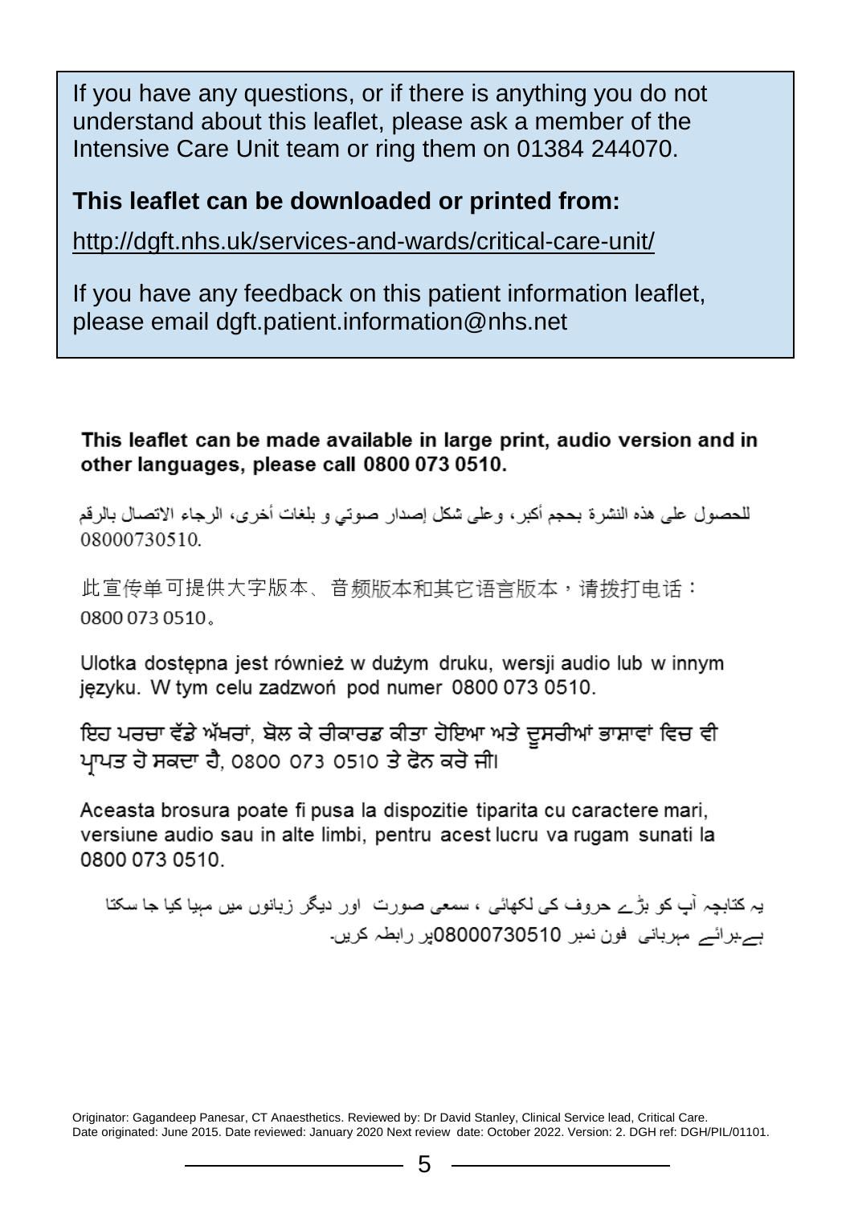If you have any questions, or if there is anything you do not understand about this leaflet, please ask a member of the Intensive Care Unit team or ring them on 01384 244070.

**This leaflet can be downloaded or printed from:**

http://dgft.nhs.uk/services-and-wards/critical-care-unit/

If you have any feedback on this patient information leaflet, please email dgft.patient.information@nhs.net

**This leaflet can be made available in large print, audio version and in other languages, please call 0800 073 0510.**

للحصول على هذه النشرة بحجم أكبر، وعلى شكل إصدار صوتي و بلغات أخرى، الرجاء الاتصال بالرقم 08000730510.

此宣传单可提供大字版本、音频版本和其它语言版本，请拨打电话：0800 073 0510。

Ulotka dostępna jest również w dużym druku, wersji audio lub w innym języku. W tym celu zadzwoń pod numer 0800 073 0510.

ਇਹ ਪਰਚਾ ਵੱਡੇ ਅੱਖਰਾਂ, ਬੋਲ ਕੇ ਰੀਕਾਰਡ ਕੀਤਾ ਹੋਇਆ ਅਤੇ ਦੂਸਰੀਆਂ ਭਾਸ਼ਾਵਾਂ ਵਿਚ ਵੀ ਪ੍ਰਾਪਤ ਹੋ ਸਕਦਾ ਹੈ, 0800 073 0510 ਤੇ ਫੋਨ ਕਰੋ ਜੀ।

Aceasta brosura poate fi pusa la dispozitie tiparita cu caractere mari, versiune audio sau in alte limbi, pentru acest lucru va rugam sunati la 0800 073 0510.

یہ کتابچہ آپ کو بڑے حروف کی لکھائی ، سمعی صورت اور دیگر زبانوں میں مہیا کیا جا سکتا ہے-برائے مہربانی فون نمبر 08000730510پر رابطہ کریں-

Originator: Gagandeep Panesar, CT Anaesthetics. Reviewed by: Dr David Stanley, Clinical Service lead, Critical Care. Date originated: June 2015. Date reviewed: January 2020 Next review date: October 2022. Version: 2. DGH ref: DGH/PIL/01101.